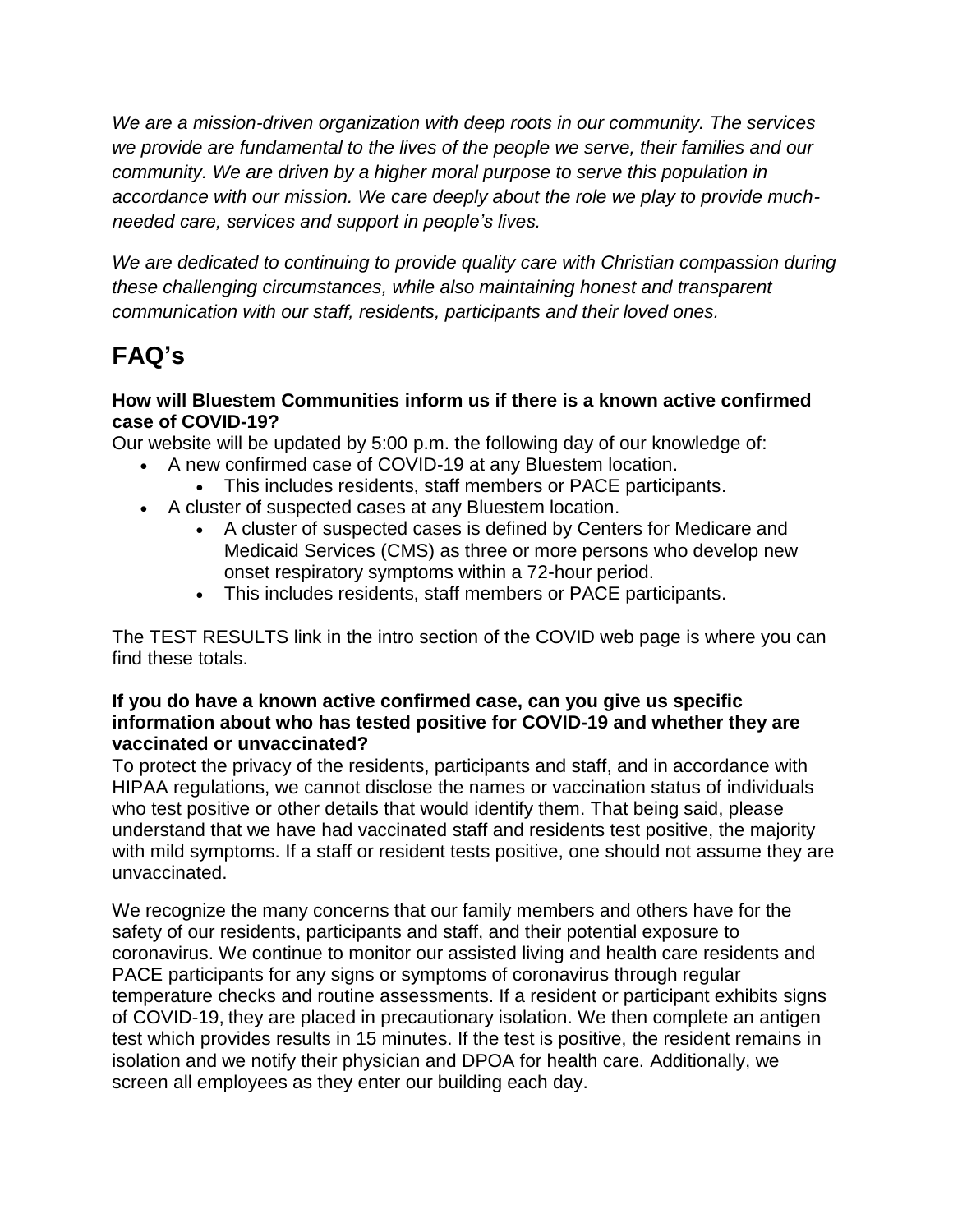*We are a mission-driven organization with deep roots in our community. The services we provide are fundamental to the lives of the people we serve, their families and our community. We are driven by a higher moral purpose to serve this population in accordance with our mission. We care deeply about the role we play to provide much-needed care, services and support in people's lives.*

*We are dedicated to continuing to provide quality care with Christian compassion during these challenging circumstances, while also maintaining honest and transparent communication with our staff, residents, participants and their loved ones.*

# FAQ's

**How will Bluestem Communities inform us if there is a known active confirmed case of COVID-19?**

Our website will be updated by 5:00 p.m. the following day of our knowledge of:

- A new confirmed case of COVID-19 at any Bluestem location.
  - This includes residents, staff members or PACE participants.
- A cluster of suspected cases at any Bluestem location.
  - A cluster of suspected cases is defined by Centers for Medicare and Medicaid Services (CMS) as three or more persons who develop new onset respiratory symptoms within a 72-hour period.
  - This includes residents, staff members or PACE participants.

The TEST RESULTS link in the intro section of the COVID web page is where you can find these totals.

**If you do have a known active confirmed case, can you give us specific information about who has tested positive for COVID-19 and whether they are vaccinated or unvaccinated?**

To protect the privacy of the residents, participants and staff, and in accordance with HIPAA regulations, we cannot disclose the names or vaccination status of individuals who test positive or other details that would identify them. That being said, please understand that we have had vaccinated staff and residents test positive, the majority with mild symptoms. If a staff or resident tests positive, one should not assume they are unvaccinated.

We recognize the many concerns that our family members and others have for the safety of our residents, participants and staff, and their potential exposure to coronavirus. We continue to monitor our assisted living and health care residents and PACE participants for any signs or symptoms of coronavirus through regular temperature checks and routine assessments. If a resident or participant exhibits signs of COVID-19, they are placed in precautionary isolation. We then complete an antigen test which provides results in 15 minutes. If the test is positive, the resident remains in isolation and we notify their physician and DPOA for health care. Additionally, we screen all employees as they enter our building each day.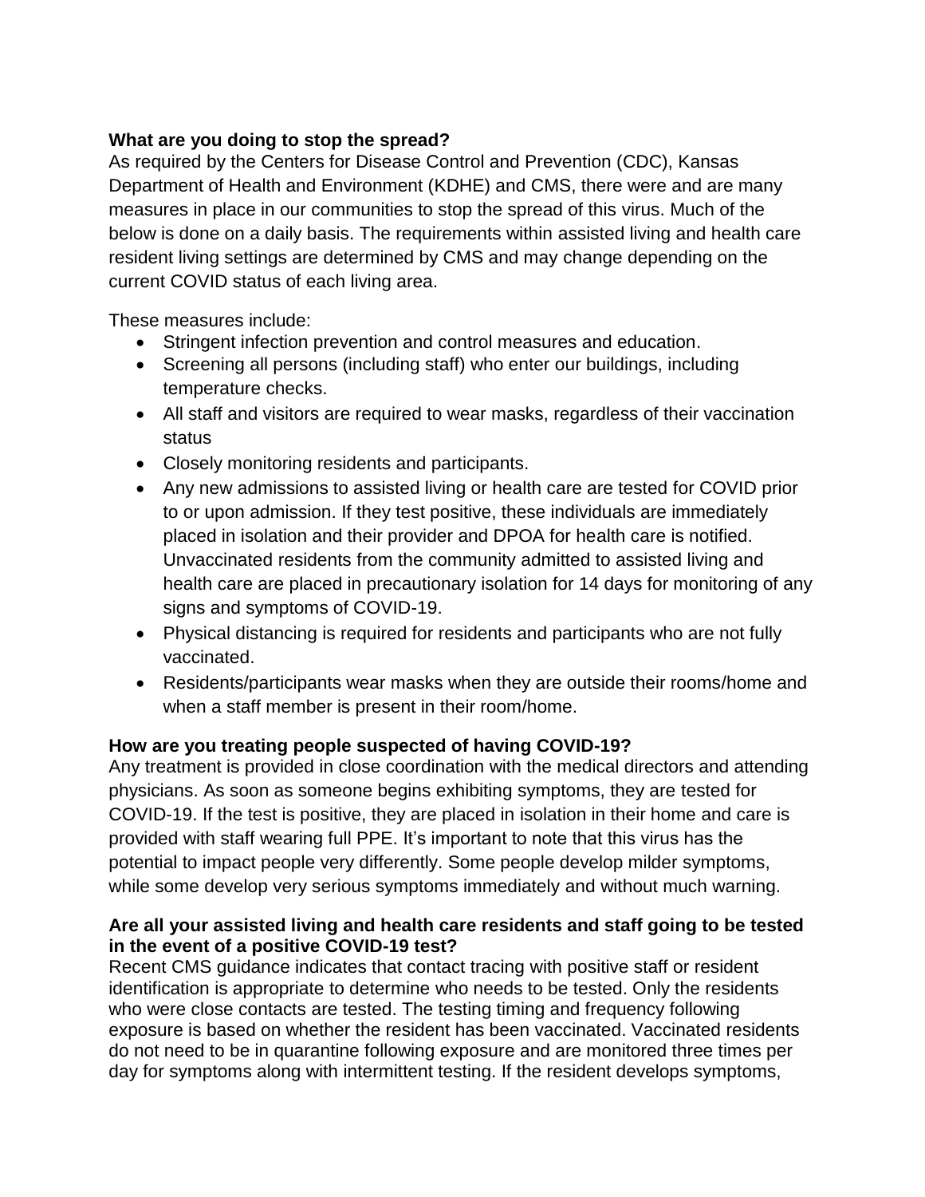**What are you doing to stop the spread?**

As required by the Centers for Disease Control and Prevention (CDC), Kansas Department of Health and Environment (KDHE) and CMS, there were and are many measures in place in our communities to stop the spread of this virus. Much of the below is done on a daily basis. The requirements within assisted living and health care resident living settings are determined by CMS and may change depending on the current COVID status of each living area.

These measures include:

- Stringent infection prevention and control measures and education.
- Screening all persons (including staff) who enter our buildings, including temperature checks.
- All staff and visitors are required to wear masks, regardless of their vaccination status
- Closely monitoring residents and participants.
- Any new admissions to assisted living or health care are tested for COVID prior to or upon admission. If they test positive, these individuals are immediately placed in isolation and their provider and DPOA for health care is notified. Unvaccinated residents from the community admitted to assisted living and health care are placed in precautionary isolation for 14 days for monitoring of any signs and symptoms of COVID-19.
- Physical distancing is required for residents and participants who are not fully vaccinated.
- Residents/participants wear masks when they are outside their rooms/home and when a staff member is present in their room/home.

**How are you treating people suspected of having COVID-19?**

Any treatment is provided in close coordination with the medical directors and attending physicians. As soon as someone begins exhibiting symptoms, they are tested for COVID-19. If the test is positive, they are placed in isolation in their home and care is provided with staff wearing full PPE. It's important to note that this virus has the potential to impact people very differently. Some people develop milder symptoms, while some develop very serious symptoms immediately and without much warning.

**Are all your assisted living and health care residents and staff going to be tested in the event of a positive COVID-19 test?**

Recent CMS guidance indicates that contact tracing with positive staff or resident identification is appropriate to determine who needs to be tested. Only the residents who were close contacts are tested. The testing timing and frequency following exposure is based on whether the resident has been vaccinated. Vaccinated residents do not need to be in quarantine following exposure and are monitored three times per day for symptoms along with intermittent testing. If the resident develops symptoms,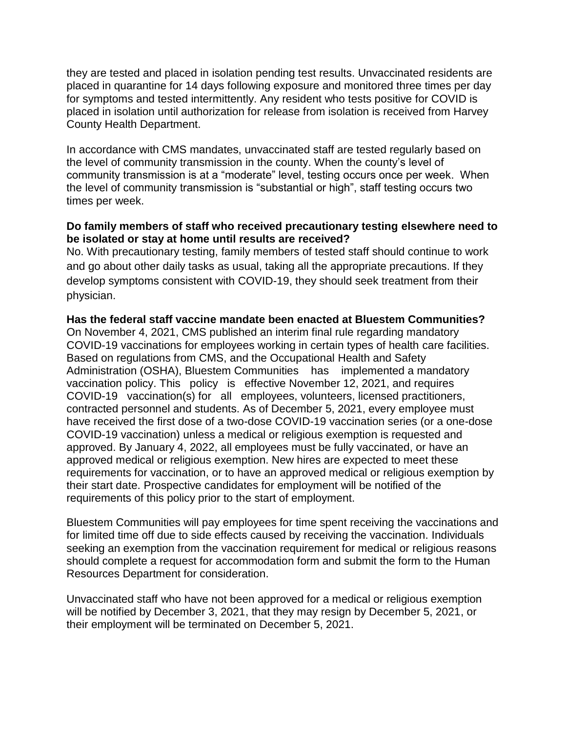they are tested and placed in isolation pending test results. Unvaccinated residents are placed in quarantine for 14 days following exposure and monitored three times per day for symptoms and tested intermittently. Any resident who tests positive for COVID is placed in isolation until authorization for release from isolation is received from Harvey County Health Department.

In accordance with CMS mandates, unvaccinated staff are tested regularly based on the level of community transmission in the county. When the county's level of community transmission is at a "moderate" level, testing occurs once per week. When the level of community transmission is "substantial or high", staff testing occurs two times per week.

**Do family members of staff who received precautionary testing elsewhere need to be isolated or stay at home until results are received?**

No. With precautionary testing, family members of tested staff should continue to work and go about other daily tasks as usual, taking all the appropriate precautions. If they develop symptoms consistent with COVID-19, they should seek treatment from their physician.

**Has the federal staff vaccine mandate been enacted at Bluestem Communities?**

On November 4, 2021, CMS published an interim final rule regarding mandatory COVID-19 vaccinations for employees working in certain types of health care facilities. Based on regulations from CMS, and the Occupational Health and Safety Administration (OSHA), Bluestem Communities has implemented a mandatory vaccination policy. This policy is effective November 12, 2021, and requires COVID-19 vaccination(s) for all employees, volunteers, licensed practitioners, contracted personnel and students. As of December 5, 2021, every employee must have received the first dose of a two-dose COVID-19 vaccination series (or a one-dose COVID-19 vaccination) unless a medical or religious exemption is requested and approved. By January 4, 2022, all employees must be fully vaccinated, or have an approved medical or religious exemption. New hires are expected to meet these requirements for vaccination, or to have an approved medical or religious exemption by their start date. Prospective candidates for employment will be notified of the requirements of this policy prior to the start of employment.

Bluestem Communities will pay employees for time spent receiving the vaccinations and for limited time off due to side effects caused by receiving the vaccination. Individuals seeking an exemption from the vaccination requirement for medical or religious reasons should complete a request for accommodation form and submit the form to the Human Resources Department for consideration.

Unvaccinated staff who have not been approved for a medical or religious exemption will be notified by December 3, 2021, that they may resign by December 5, 2021, or their employment will be terminated on December 5, 2021.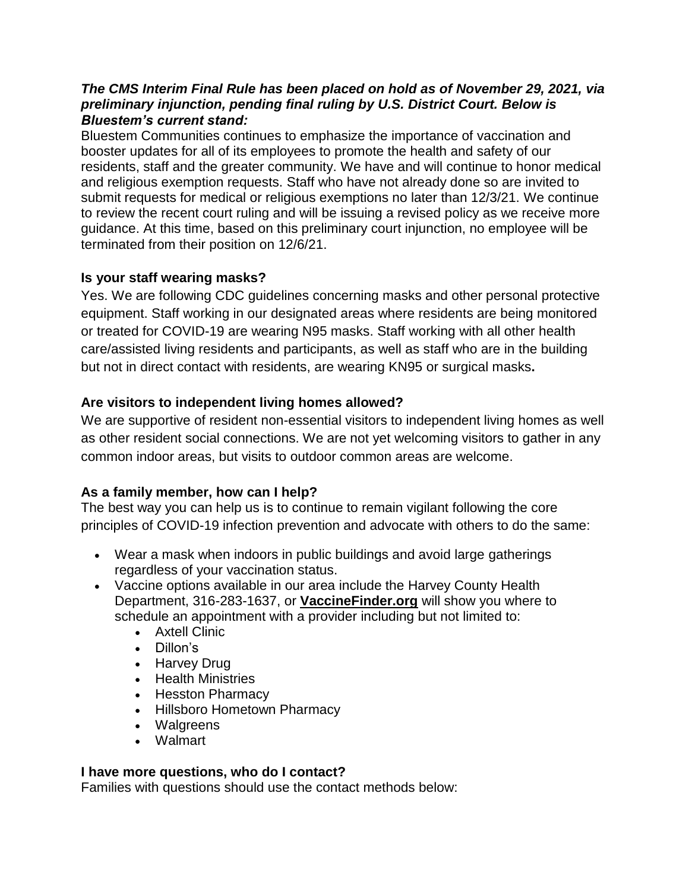***The CMS Interim Final Rule has been placed on hold as of November 29, 2021, via preliminary injunction, pending final ruling by U.S. District Court. Below is Bluestem's current stand:***

Bluestem Communities continues to emphasize the importance of vaccination and booster updates for all of its employees to promote the health and safety of our residents, staff and the greater community. We have and will continue to honor medical and religious exemption requests. Staff who have not already done so are invited to submit requests for medical or religious exemptions no later than 12/3/21. We continue to review the recent court ruling and will be issuing a revised policy as we receive more guidance. At this time, based on this preliminary court injunction, no employee will be terminated from their position on 12/6/21.

**Is your staff wearing masks?**

Yes. We are following CDC guidelines concerning masks and other personal protective equipment. Staff working in our designated areas where residents are being monitored or treated for COVID-19 are wearing N95 masks. Staff working with all other health care/assisted living residents and participants, as well as staff who are in the building but not in direct contact with residents, are wearing KN95 or surgical masks**.**

**Are visitors to independent living homes allowed?**

We are supportive of resident non-essential visitors to independent living homes as well as other resident social connections. We are not yet welcoming visitors to gather in any common indoor areas, but visits to outdoor common areas are welcome.

**As a family member, how can I help?**

The best way you can help us is to continue to remain vigilant following the core principles of COVID-19 infection prevention and advocate with others to do the same:

- Wear a mask when indoors in public buildings and avoid large gatherings regardless of your vaccination status.
- Vaccine options available in our area include the Harvey County Health Department, 316-283-1637, or **VaccineFinder.org** will show you where to schedule an appointment with a provider including but not limited to:
  - Axtell Clinic
  - Dillon's
  - Harvey Drug
  - Health Ministries
  - Hesston Pharmacy
  - Hillsboro Hometown Pharmacy
  - Walgreens
  - Walmart

**I have more questions, who do I contact?**

Families with questions should use the contact methods below: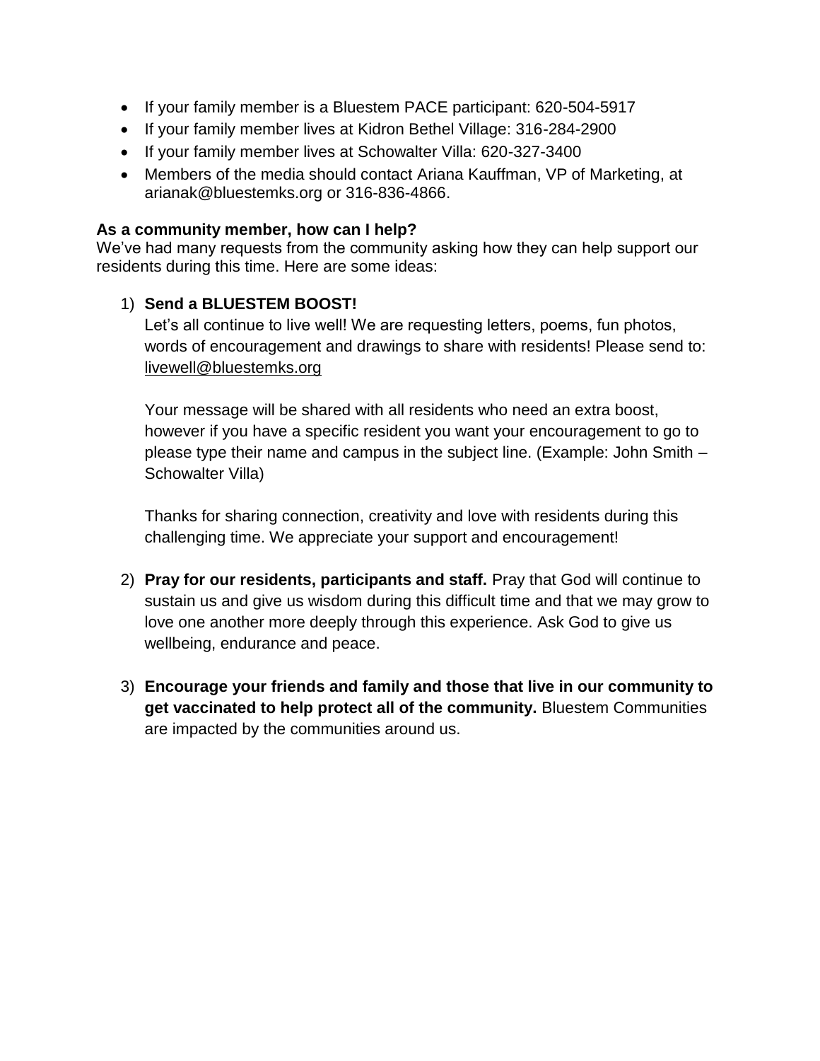- If your family member is a Bluestem PACE participant: 620-504-5917
- If your family member lives at Kidron Bethel Village: 316-284-2900
- If your family member lives at Schowalter Villa: 620-327-3400
- Members of the media should contact Ariana Kauffman, VP of Marketing, at arianak@bluestemks.org or 316-836-4866.

**As a community member, how can I help?**

We've had many requests from the community asking how they can help support our residents during this time. Here are some ideas:

1) **Send a BLUESTEM BOOST!**

   Let's all continue to live well! We are requesting letters, poems, fun photos, words of encouragement and drawings to share with residents! Please send to: livewell@bluestemks.org

   Your message will be shared with all residents who need an extra boost, however if you have a specific resident you want your encouragement to go to please type their name and campus in the subject line. (Example: John Smith – Schowalter Villa)

   Thanks for sharing connection, creativity and love with residents during this challenging time. We appreciate your support and encouragement!

2) **Pray for our residents, participants and staff.** Pray that God will continue to sustain us and give us wisdom during this difficult time and that we may grow to love one another more deeply through this experience. Ask God to give us wellbeing, endurance and peace.

3) **Encourage your friends and family and those that live in our community to get vaccinated to help protect all of the community.** Bluestem Communities are impacted by the communities around us.